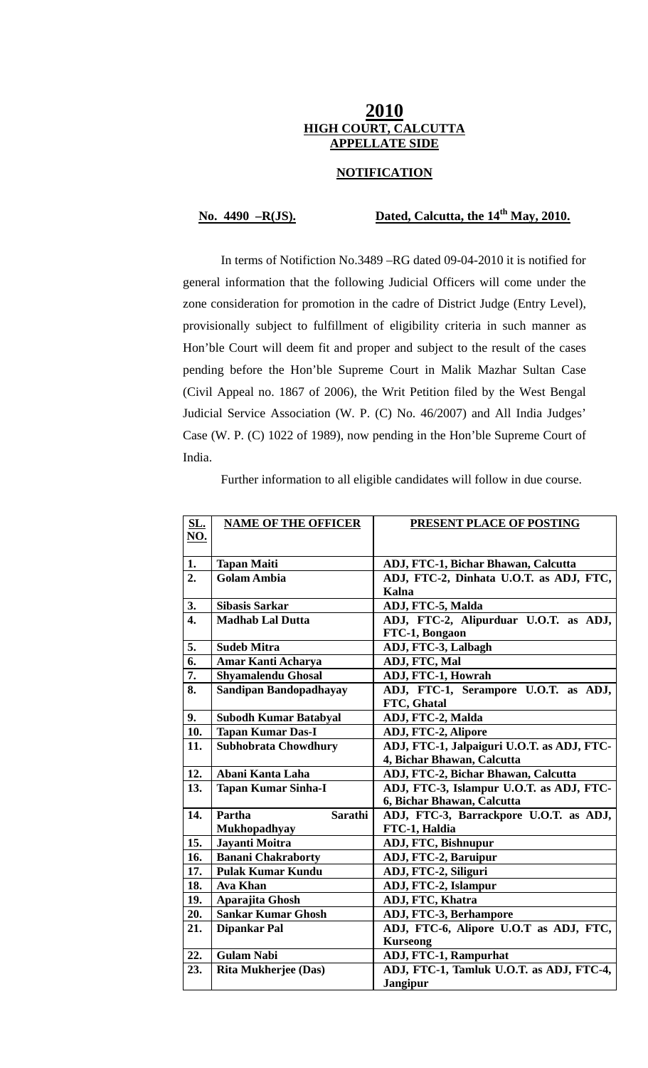# 2010
## HIGH COURT, CALCUTTA
## APPELLATE SIDE

### NOTIFICATION

**No. 4490 –R(JS).** **Dated, Calcutta, the 14th May, 2010.**

In terms of Notifiction No.3489 –RG dated 09-04-2010 it is notified for general information that the following Judicial Officers will come under the zone consideration for promotion in the cadre of District Judge (Entry Level), provisionally subject to fulfillment of eligibility criteria in such manner as Hon'ble Court will deem fit and proper and subject to the result of the cases pending before the Hon'ble Supreme Court in Malik Mazhar Sultan Case (Civil Appeal no. 1867 of 2006), the Writ Petition filed by the West Bengal Judicial Service Association (W. P. (C) No. 46/2007) and All India Judges' Case (W. P. (C) 1022 of 1989), now pending in the Hon'ble Supreme Court of India.

Further information to all eligible candidates will follow in due course.

| SL. NO. | NAME OF THE OFFICER | PRESENT PLACE OF POSTING |
|---|---|---|
| 1. | Tapan Maiti | ADJ, FTC-1, Bichar Bhawan, Calcutta |
| 2. | Golam Ambia | ADJ, FTC-2, Dinhata U.O.T. as ADJ, FTC, Kalna |
| 3. | Sibasis Sarkar | ADJ, FTC-5, Malda |
| 4. | Madhab Lal Dutta | ADJ, FTC-2, Alipurduar U.O.T. as ADJ, FTC-1, Bongaon |
| 5. | Sudeb Mitra | ADJ, FTC-3, Lalbagh |
| 6. | Amar Kanti Acharya | ADJ, FTC, Mal |
| 7. | Shyamalendu Ghosal | ADJ, FTC-1, Howrah |
| 8. | Sandipan Bandopadhayay | ADJ, FTC-1, Serampore U.O.T. as ADJ, FTC, Ghatal |
| 9. | Subodh Kumar Batabyal | ADJ, FTC-2, Malda |
| 10. | Tapan Kumar Das-I | ADJ, FTC-2, Alipore |
| 11. | Subhobrata Chowdhury | ADJ, FTC-1, Jalpaiguri U.O.T. as ADJ, FTC-4, Bichar Bhawan, Calcutta |
| 12. | Abani Kanta Laha | ADJ, FTC-2, Bichar Bhawan, Calcutta |
| 13. | Tapan Kumar Sinha-I | ADJ, FTC-3, Islampur U.O.T. as ADJ, FTC-6, Bichar Bhawan, Calcutta |
| 14. | Partha Sarathi Mukhopadhyay | ADJ, FTC-3, Barrackpore U.O.T. as ADJ, FTC-1, Haldia |
| 15. | Jayanti Moitra | ADJ, FTC, Bishnupur |
| 16. | Banani Chakraborty | ADJ, FTC-2, Baruipur |
| 17. | Pulak Kumar Kundu | ADJ, FTC-2, Siliguri |
| 18. | Ava Khan | ADJ, FTC-2, Islampur |
| 19. | Aparajita Ghosh | ADJ, FTC, Khatra |
| 20. | Sankar Kumar Ghosh | ADJ, FTC-3, Berhampore |
| 21. | Dipankar Pal | ADJ, FTC-6, Alipore U.O.T as ADJ, FTC, Kurseong |
| 22. | Gulam Nabi | ADJ, FTC-1, Rampurhat |
| 23. | Rita Mukherjee (Das) | ADJ, FTC-1, Tamluk U.O.T. as ADJ, FTC-4, Jangipur |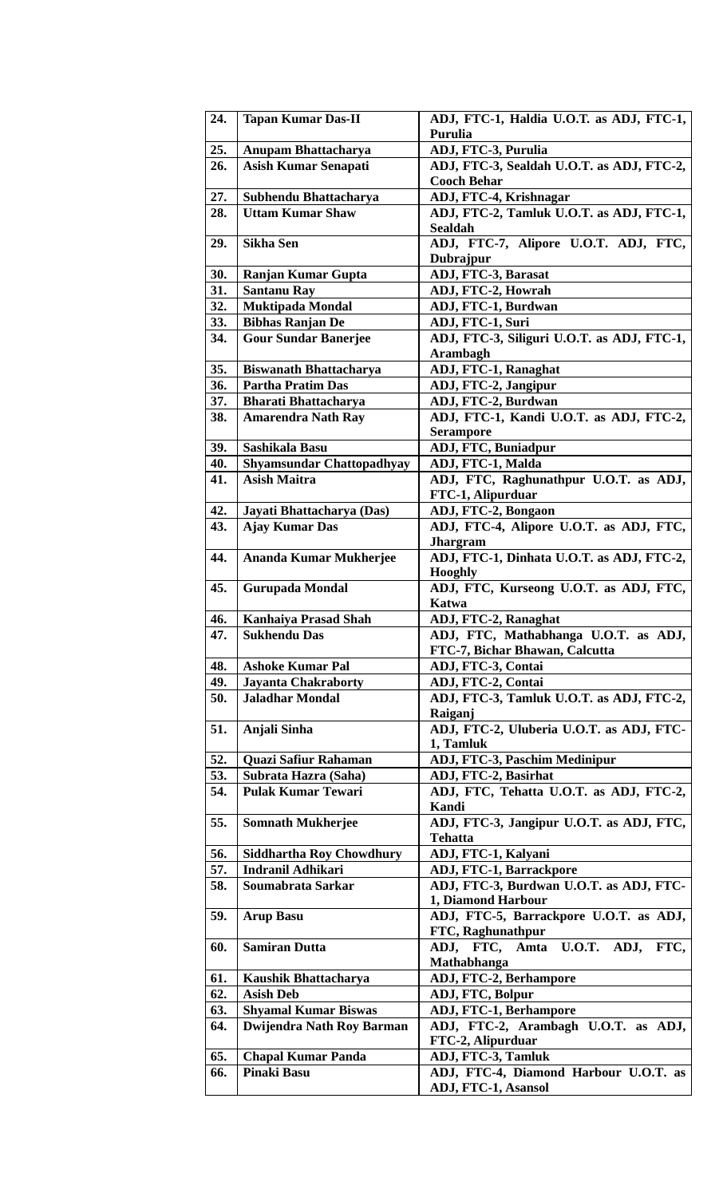| | | |
|---|---|---|
| **24.** | **Tapan Kumar Das-II** | **ADJ, FTC-1, Haldia U.O.T. as ADJ, FTC-1, Purulia** |
| **25.** | **Anupam Bhattacharya** | **ADJ, FTC-3, Purulia** |
| **26.** | **Asish Kumar Senapati** | **ADJ, FTC-3, Sealdah U.O.T. as ADJ, FTC-2, Cooch Behar** |
| **27.** | **Subhendu Bhattacharya** | **ADJ, FTC-4, Krishnagar** |
| **28.** | **Uttam Kumar Shaw** | **ADJ, FTC-2, Tamluk U.O.T. as ADJ, FTC-1, Sealdah** |
| **29.** | **Sikha Sen** | **ADJ, FTC-7, Alipore U.O.T. ADJ, FTC, Dubrajpur** |
| **30.** | **Ranjan Kumar Gupta** | **ADJ, FTC-3, Barasat** |
| **31.** | **Santanu Ray** | **ADJ, FTC-2, Howrah** |
| **32.** | **Muktipada Mondal** | **ADJ, FTC-1, Burdwan** |
| **33.** | **Bibhas Ranjan De** | **ADJ, FTC-1, Suri** |
| **34.** | **Gour Sundar Banerjee** | **ADJ, FTC-3, Siliguri U.O.T. as ADJ, FTC-1, Arambagh** |
| **35.** | **Biswanath Bhattacharya** | **ADJ, FTC-1, Ranaghat** |
| **36.** | **Partha Pratim Das** | **ADJ, FTC-2, Jangipur** |
| **37.** | **Bharati Bhattacharya** | **ADJ, FTC-2, Burdwan** |
| **38.** | **Amarendra Nath Ray** | **ADJ, FTC-1, Kandi U.O.T. as ADJ, FTC-2, Serampore** |
| **39.** | **Sashikala Basu** | **ADJ, FTC, Buniadpur** |
| **40.** | **Shyamsundar Chattopadhyay** | **ADJ, FTC-1, Malda** |
| **41.** | **Asish Maitra** | **ADJ, FTC, Raghunathpur U.O.T. as ADJ, FTC-1, Alipurduar** |
| **42.** | **Jayati Bhattacharya (Das)** | **ADJ, FTC-2, Bongaon** |
| **43.** | **Ajay Kumar Das** | **ADJ, FTC-4, Alipore U.O.T. as ADJ, FTC, Jhargram** |
| **44.** | **Ananda Kumar Mukherjee** | **ADJ, FTC-1, Dinhata U.O.T. as ADJ, FTC-2, Hooghly** |
| **45.** | **Gurupada Mondal** | **ADJ, FTC, Kurseong U.O.T. as ADJ, FTC, Katwa** |
| **46.** | **Kanhaiya Prasad Shah** | **ADJ, FTC-2, Ranaghat** |
| **47.** | **Sukhendu Das** | **ADJ, FTC, Mathabhanga U.O.T. as ADJ, FTC-7, Bichar Bhawan, Calcutta** |
| **48.** | **Ashoke Kumar Pal** | **ADJ, FTC-3, Contai** |
| **49.** | **Jayanta Chakraborty** | **ADJ, FTC-2, Contai** |
| **50.** | **Jaladhar Mondal** | **ADJ, FTC-3, Tamluk U.O.T. as ADJ, FTC-2, Raiganj** |
| **51.** | **Anjali Sinha** | **ADJ, FTC-2, Uluberia U.O.T. as ADJ, FTC-1, Tamluk** |
| **52.** | **Quazi Safiur Rahaman** | **ADJ, FTC-3, Paschim Medinipur** |
| **53.** | **Subrata Hazra (Saha)** | **ADJ, FTC-2, Basirhat** |
| **54.** | **Pulak Kumar Tewari** | **ADJ, FTC, Tehatta U.O.T. as ADJ, FTC-2, Kandi** |
| **55.** | **Somnath Mukherjee** | **ADJ, FTC-3, Jangipur U.O.T. as ADJ, FTC, Tehatta** |
| **56.** | **Siddhartha Roy Chowdhury** | **ADJ, FTC-1, Kalyani** |
| **57.** | **Indranil Adhikari** | **ADJ, FTC-1, Barrackpore** |
| **58.** | **Soumabrata Sarkar** | **ADJ, FTC-3, Burdwan U.O.T. as ADJ, FTC-1, Diamond Harbour** |
| **59.** | **Arup Basu** | **ADJ, FTC-5, Barrackpore U.O.T. as ADJ, FTC, Raghunathpur** |
| **60.** | **Samiran Dutta** | **ADJ, FTC, Amta U.O.T. ADJ, FTC, Mathabhanga** |
| **61.** | **Kaushik Bhattacharya** | **ADJ, FTC-2, Berhampore** |
| **62.** | **Asish Deb** | **ADJ, FTC, Bolpur** |
| **63.** | **Shyamal Kumar Biswas** | **ADJ, FTC-1, Berhampore** |
| **64.** | **Dwijendra Nath Roy Barman** | **ADJ, FTC-2, Arambagh U.O.T. as ADJ, FTC-2, Alipurduar** |
| **65.** | **Chapal Kumar Panda** | **ADJ, FTC-3, Tamluk** |
| **66.** | **Pinaki Basu** | **ADJ, FTC-4, Diamond Harbour U.O.T. as ADJ, FTC-1, Asansol** |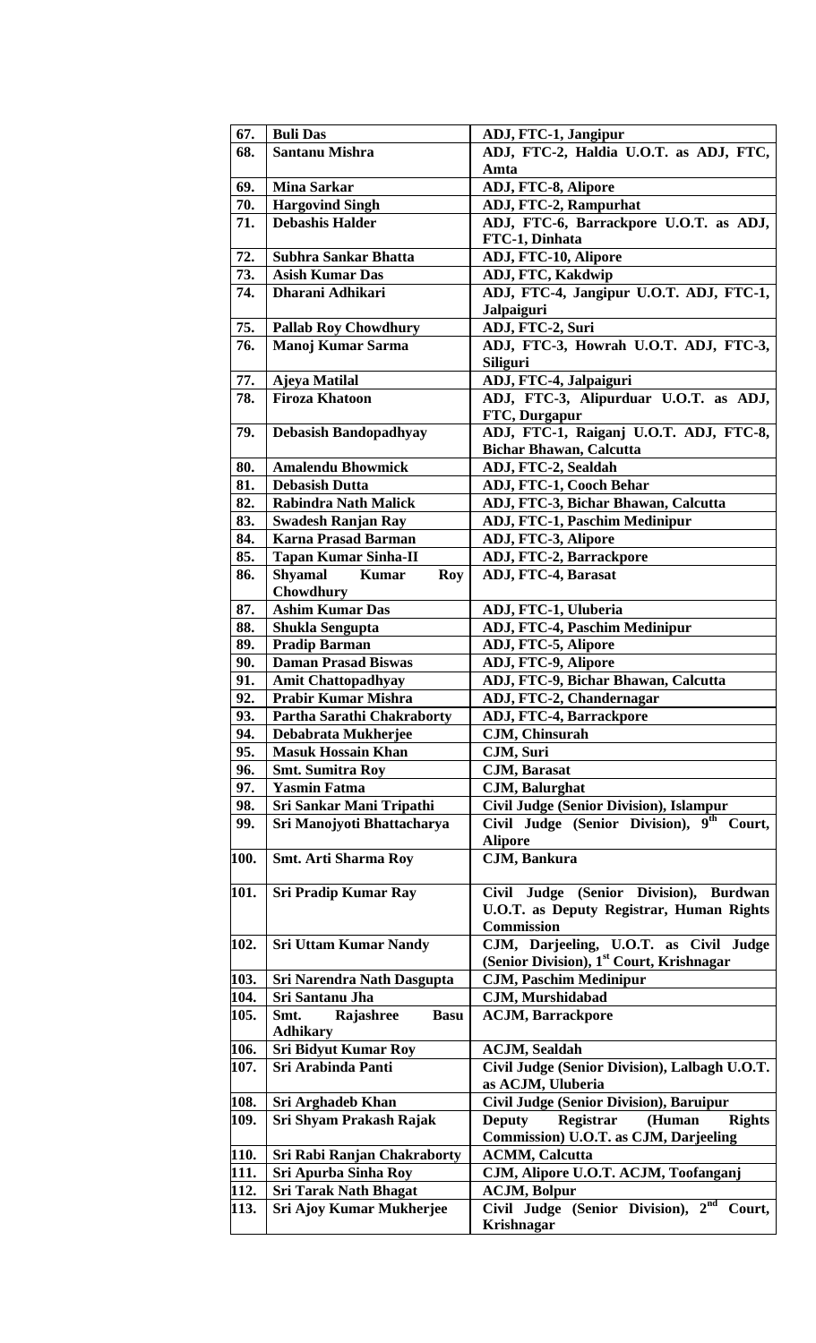| 67. | **Buli Das** | **ADJ, FTC-1, Jangipur** |
|---|---|---|
| 68. | **Santanu Mishra** | **ADJ, FTC-2, Haldia U.O.T. as ADJ, FTC, Amta** |
| 69. | **Mina Sarkar** | **ADJ, FTC-8, Alipore** |
| 70. | **Hargovind Singh** | **ADJ, FTC-2, Rampurhat** |
| 71. | **Debashis Halder** | **ADJ, FTC-6, Barrackpore U.O.T. as ADJ, FTC-1, Dinhata** |
| 72. | **Subhra Sankar Bhatta** | **ADJ, FTC-10, Alipore** |
| 73. | **Asish Kumar Das** | **ADJ, FTC, Kakdwip** |
| 74. | **Dharani Adhikari** | **ADJ, FTC-4, Jangipur U.O.T. ADJ, FTC-1, Jalpaiguri** |
| 75. | **Pallab Roy Chowdhury** | **ADJ, FTC-2, Suri** |
| 76. | **Manoj Kumar Sarma** | **ADJ, FTC-3, Howrah U.O.T. ADJ, FTC-3, Siliguri** |
| 77. | **Ajeya Matilal** | **ADJ, FTC-4, Jalpaiguri** |
| 78. | **Firoza Khatoon** | **ADJ, FTC-3, Alipurduar U.O.T. as ADJ, FTC, Durgapur** |
| 79. | **Debasish Bandopadhyay** | **ADJ, FTC-1, Raiganj U.O.T. ADJ, FTC-8, Bichar Bhawan, Calcutta** |
| 80. | **Amalendu Bhowmick** | **ADJ, FTC-2, Sealdah** |
| 81. | **Debasish Dutta** | **ADJ, FTC-1, Cooch Behar** |
| 82. | **Rabindra Nath Malick** | **ADJ, FTC-3, Bichar Bhawan, Calcutta** |
| 83. | **Swadesh Ranjan Ray** | **ADJ, FTC-1, Paschim Medinipur** |
| 84. | **Karna Prasad Barman** | **ADJ, FTC-3, Alipore** |
| 85. | **Tapan Kumar Sinha-II** | **ADJ, FTC-2, Barrackpore** |
| 86. | **Shyamal Kumar Roy Chowdhury** | **ADJ, FTC-4, Barasat** |
| 87. | **Ashim Kumar Das** | **ADJ, FTC-1, Uluberia** |
| 88. | **Shukla Sengupta** | **ADJ, FTC-4, Paschim Medinipur** |
| 89. | **Pradip Barman** | **ADJ, FTC-5, Alipore** |
| 90. | **Daman Prasad Biswas** | **ADJ, FTC-9, Alipore** |
| 91. | **Amit Chattopadhyay** | **ADJ, FTC-9, Bichar Bhawan, Calcutta** |
| 92. | **Prabir Kumar Mishra** | **ADJ, FTC-2, Chandernagar** |
| 93. | **Partha Sarathi Chakraborty** | **ADJ, FTC-4, Barrackpore** |
| 94. | **Debabrata Mukherjee** | **CJM, Chinsurah** |
| 95. | **Masuk Hossain Khan** | **CJM, Suri** |
| 96. | **Smt. Sumitra Roy** | **CJM, Barasat** |
| 97. | **Yasmin Fatma** | **CJM, Balurghat** |
| 98. | **Sri Sankar Mani Tripathi** | **Civil Judge (Senior Division), Islampur** |
| 99. | **Sri Manojyoti Bhattacharya** | **Civil Judge (Senior Division), 9th Court, Alipore** |
| 100. | **Smt. Arti Sharma Roy** | **CJM, Bankura** |
| 101. | **Sri Pradip Kumar Ray** | **Civil Judge (Senior Division), Burdwan U.O.T. as Deputy Registrar, Human Rights Commission** |
| 102. | **Sri Uttam Kumar Nandy** | **CJM, Darjeeling, U.O.T. as Civil Judge (Senior Division), 1st Court, Krishnagar** |
| 103. | **Sri Narendra Nath Dasgupta** | **CJM, Paschim Medinipur** |
| 104. | **Sri Santanu Jha** | **CJM, Murshidabad** |
| 105. | **Smt. Rajashree Basu Adhikary** | **ACJM, Barrackpore** |
| 106. | **Sri Bidyut Kumar Roy** | **ACJM, Sealdah** |
| 107. | **Sri Arabinda Panti** | **Civil Judge (Senior Division), Lalbagh U.O.T. as ACJM, Uluberia** |
| 108. | **Sri Arghadeb Khan** | **Civil Judge (Senior Division), Baruipur** |
| 109. | **Sri Shyam Prakash Rajak** | **Deputy Registrar (Human Rights Commission) U.O.T. as CJM, Darjeeling** |
| 110. | **Sri Rabi Ranjan Chakraborty** | **ACMM, Calcutta** |
| 111. | **Sri Apurba Sinha Roy** | **CJM, Alipore U.O.T. ACJM, Toofanganj** |
| 112. | **Sri Tarak Nath Bhagat** | **ACJM, Bolpur** |
| 113. | **Sri Ajoy Kumar Mukherjee** | **Civil Judge (Senior Division), 2nd Court, Krishnagar** |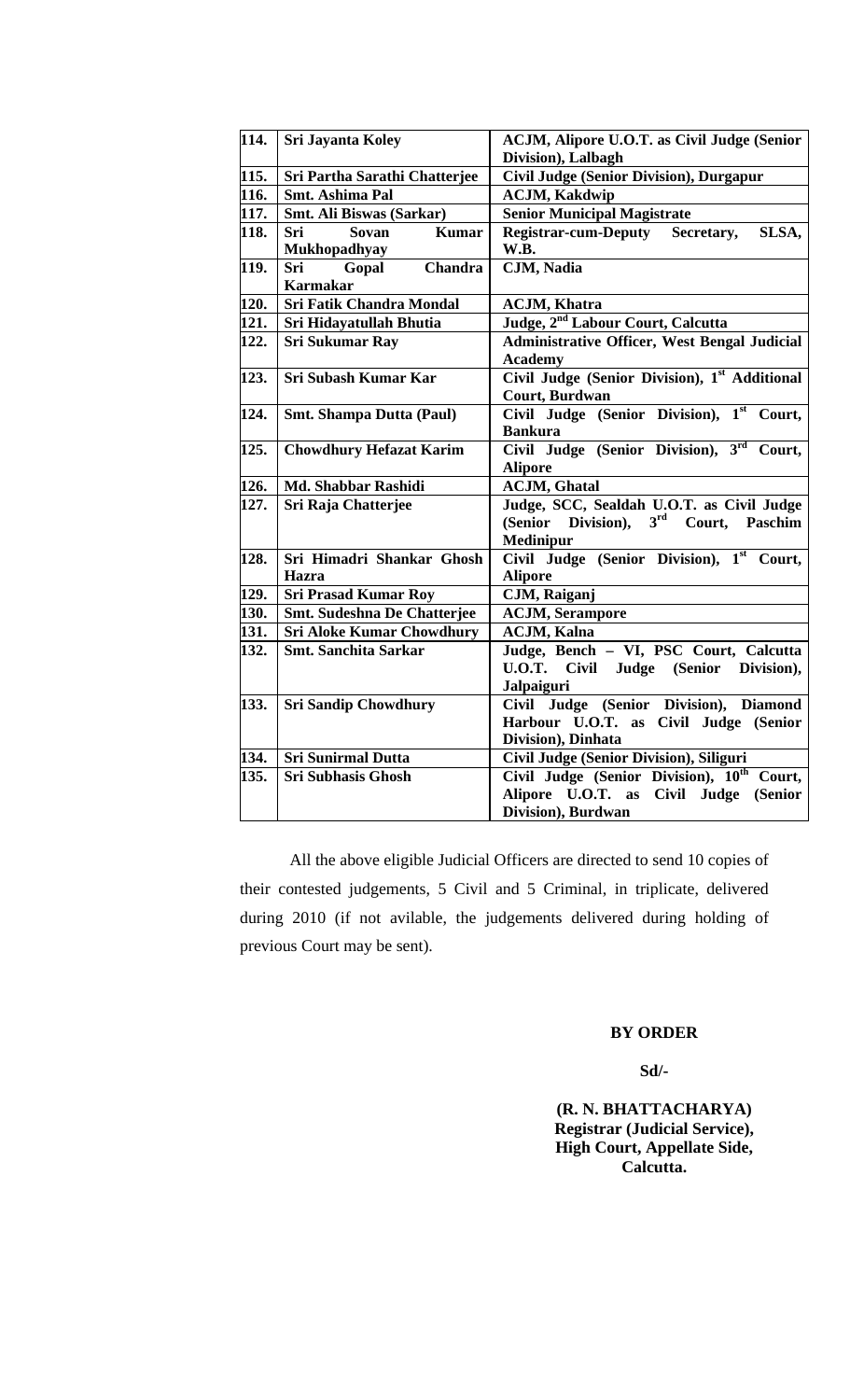| | | |
|---|---|---|
| 114. | Sri Jayanta Koley | ACJM, Alipore U.O.T. as Civil Judge (Senior Division), Lalbagh |
| 115. | Sri Partha Sarathi Chatterjee | Civil Judge (Senior Division), Durgapur |
| 116. | Smt. Ashima Pal | ACJM, Kakdwip |
| 117. | Smt. Ali Biswas (Sarkar) | Senior Municipal Magistrate |
| 118. | Sri Sovan Kumar Mukhopadhyay | Registrar-cum-Deputy Secretary, SLSA, W.B. |
| 119. | Sri Gopal Chandra Karmakar | CJM, Nadia |
| 120. | Sri Fatik Chandra Mondal | ACJM, Khatra |
| 121. | Sri Hidayatullah Bhutia | Judge, 2nd Labour Court, Calcutta |
| 122. | Sri Sukumar Ray | Administrative Officer, West Bengal Judicial Academy |
| 123. | Sri Subash Kumar Kar | Civil Judge (Senior Division), 1st Additional Court, Burdwan |
| 124. | Smt. Shampa Dutta (Paul) | Civil Judge (Senior Division), 1st Court, Bankura |
| 125. | Chowdhury Hefazat Karim | Civil Judge (Senior Division), 3rd Court, Alipore |
| 126. | Md. Shabbar Rashidi | ACJM, Ghatal |
| 127. | Sri Raja Chatterjee | Judge, SCC, Sealdah U.O.T. as Civil Judge (Senior Division), 3rd Court, Paschim Medinipur |
| 128. | Sri Himadri Shankar Ghosh Hazra | Civil Judge (Senior Division), 1st Court, Alipore |
| 129. | Sri Prasad Kumar Roy | CJM, Raiganj |
| 130. | Smt. Sudeshna De Chatterjee | ACJM, Serampore |
| 131. | Sri Aloke Kumar Chowdhury | ACJM, Kalna |
| 132. | Smt. Sanchita Sarkar | Judge, Bench – VI, PSC Court, Calcutta U.O.T. Civil Judge (Senior Division), Jalpaiguri |
| 133. | Sri Sandip Chowdhury | Civil Judge (Senior Division), Diamond Harbour U.O.T. as Civil Judge (Senior Division), Dinhata |
| 134. | Sri Sunirmal Dutta | Civil Judge (Senior Division), Siliguri |
| 135. | Sri Subhasis Ghosh | Civil Judge (Senior Division), 10th Court, Alipore U.O.T. as Civil Judge (Senior Division), Burdwan |

All the above eligible Judicial Officers are directed to send 10 copies of their contested judgements, 5 Civil and 5 Criminal, in triplicate, delivered during 2010 (if not avilable, the judgements delivered during holding of previous Court may be sent).

**BY ORDER**

**Sd/-**

**(R. N. BHATTACHARYA)**
**Registrar (Judicial Service),**
**High Court, Appellate Side,**
**Calcutta.**